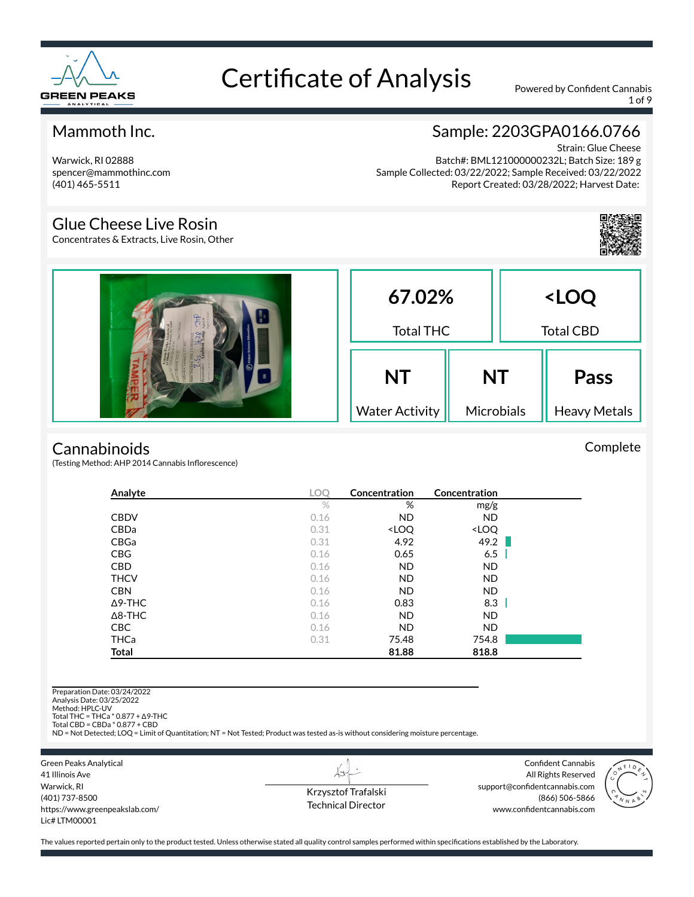# Certificate of Analysis

Powered by Confident Cannabis

## Mammoth Inc.

Warwick, RI 02888
spencer@mammothinc.com
(401) 465-5511

## Sample: 2203GPA0166.0766

Strain: Glue Cheese
Batch#: BML121000000232L; Batch Size: 189 g
Sample Collected: 03/22/2022; Sample Received: 03/22/2022
Report Created: 03/28/2022; Harvest Date:

## Glue Cheese Live Rosin

Concentrates & Extracts, Live Rosin, Other

| 67.02% | <LOQ | | |
|---|---|---|---|
| Total THC | Total CBD | | |
| **NT** | **NT** | **Pass** | |
| Water Activity | Microbials | Heavy Metals | |

## Cannabinoids

Complete

(Testing Method: AHP 2014 Cannabis Inflorescence)

| Analyte | LOQ | Concentration | Concentration |
|---|---|---|---|
| | % | % | mg/g |
| CBDV | 0.16 | ND | ND |
| CBDa | 0.31 | <LOQ | <LOQ |
| CBGa | 0.31 | 4.92 | 49.2 |
| CBG | 0.16 | 0.65 | 6.5 |
| CBD | 0.16 | ND | ND |
| THCV | 0.16 | ND | ND |
| CBN | 0.16 | ND | ND |
| Δ9-THC | 0.16 | 0.83 | 8.3 |
| Δ8-THC | 0.16 | ND | ND |
| CBC | 0.16 | ND | ND |
| THCa | 0.31 | 75.48 | 754.8 |
| **Total** | | **81.88** | **818.8** |

Preparation Date: 03/24/2022
Analysis Date: 03/25/2022
Method: HPLC-UV
Total THC = THCa * 0.877 + Δ9-THC
Total CBD = CBDa * 0.877 + CBD
ND = Not Detected; LOQ = Limit of Quantitation; NT = Not Tested; Product was tested as-is without considering moisture percentage.

Green Peaks Analytical
41 Illinois Ave
Warwick, RI
(401) 737-8500
https://www.greenpeakslab.com/
Lic# LTM00001

Krzysztof Trafalski
Technical Director

Confident Cannabis
All Rights Reserved
support@confidentcannabis.com
(866) 506-5866
www.confidentcannabis.com

The values reported pertain only to the product tested. Unless otherwise stated all quality control samples performed within specifications established by the Laboratory.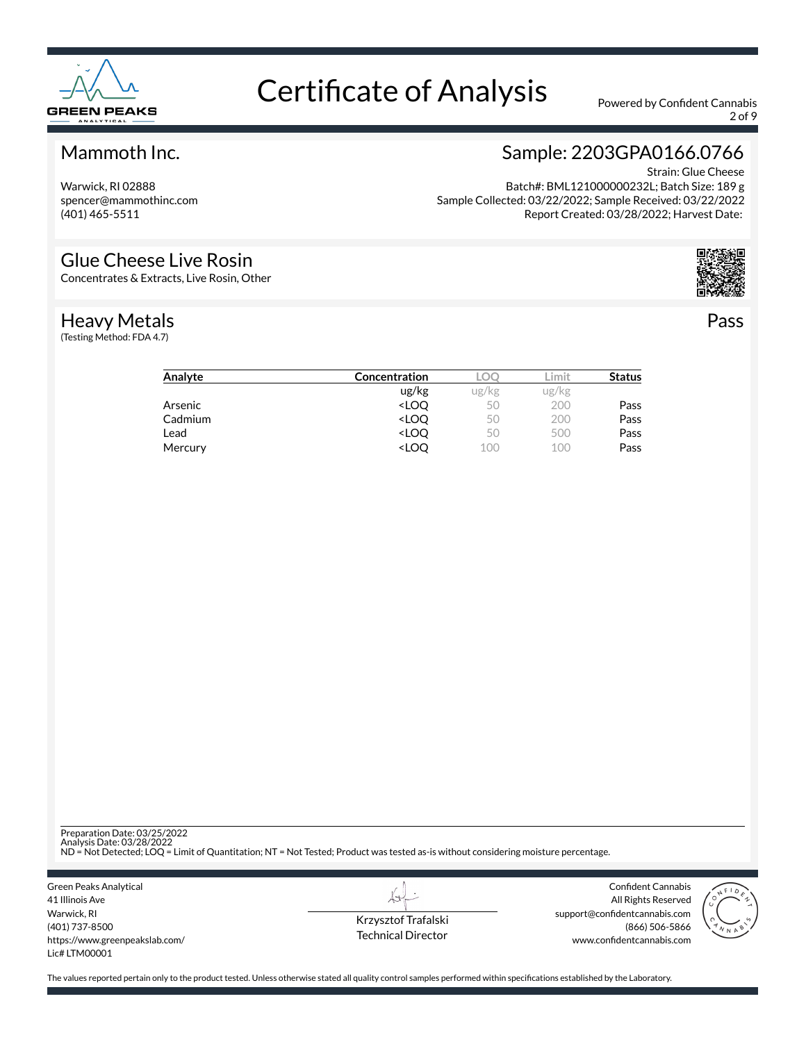# Certificate of Analysis

Powered by Confident Cannabis

## Mammoth Inc.

Warwick, RI 02888
spencer@mammothinc.com
(401) 465-5511

## Sample: 2203GPA0166.0766

Strain: Glue Cheese
Batch#: BML121000000232L; Batch Size: 189 g
Sample Collected: 03/22/2022; Sample Received: 03/22/2022
Report Created: 03/28/2022; Harvest Date:

## Glue Cheese Live Rosin

Concentrates & Extracts, Live Rosin, Other

## Heavy Metals

(Testing Method: FDA 4.7)

Pass

| Analyte | Concentration | LOQ | Limit | Status |
|---|---|---|---|---|
| | ug/kg | ug/kg | ug/kg | |
| Arsenic | <LOQ | 50 | 200 | Pass |
| Cadmium | <LOQ | 50 | 200 | Pass |
| Lead | <LOQ | 50 | 500 | Pass |
| Mercury | <LOQ | 100 | 100 | Pass |

Preparation Date: 03/25/2022
Analysis Date: 03/28/2022
ND = Not Detected; LOQ = Limit of Quantitation; NT = Not Tested; Product was tested as-is without considering moisture percentage.

Green Peaks Analytical
41 Illinois Ave
Warwick, RI
(401) 737-8500
https://www.greenpeakslab.com/
Lic# LTM00001

Krzysztof Trafalski
Technical Director

Confident Cannabis
All Rights Reserved
support@confidentcannabis.com
(866) 506-5866
www.confidentcannabis.com

The values reported pertain only to the product tested. Unless otherwise stated all quality control samples performed within specifications established by the Laboratory.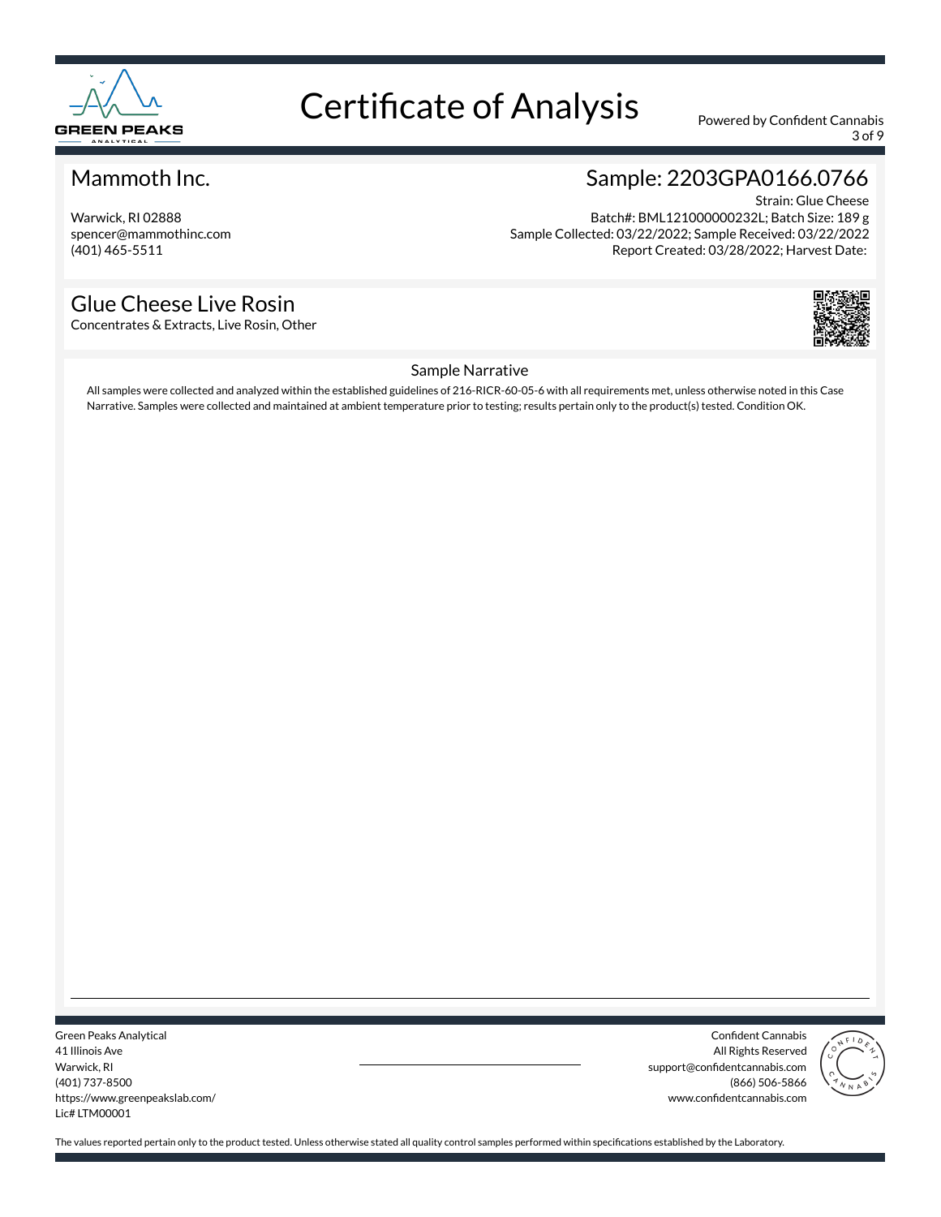# Certificate of Analysis

Powered by Confident Cannabis

## Mammoth Inc.

Warwick, RI 02888
spencer@mammothinc.com
(401) 465-5511

## Sample: 2203GPA0166.0766

Strain: Glue Cheese
Batch#: BML121000000232L; Batch Size: 189 g
Sample Collected: 03/22/2022; Sample Received: 03/22/2022
Report Created: 03/28/2022; Harvest Date:

## Glue Cheese Live Rosin

Concentrates & Extracts, Live Rosin, Other

### Sample Narrative

All samples were collected and analyzed within the established guidelines of 216-RICR-60-05-6 with all requirements met, unless otherwise noted in this Case Narrative. Samples were collected and maintained at ambient temperature prior to testing; results pertain only to the product(s) tested. Condition OK.

Green Peaks Analytical
41 Illinois Ave
Warwick, RI
(401) 737-8500
https://www.greenpeakslab.com/
Lic# LTM00001

Confident Cannabis
All Rights Reserved
support@confidentcannabis.com
(866) 506-5866
www.confidentcannabis.com

The values reported pertain only to the product tested. Unless otherwise stated all quality control samples performed within specifications established by the Laboratory.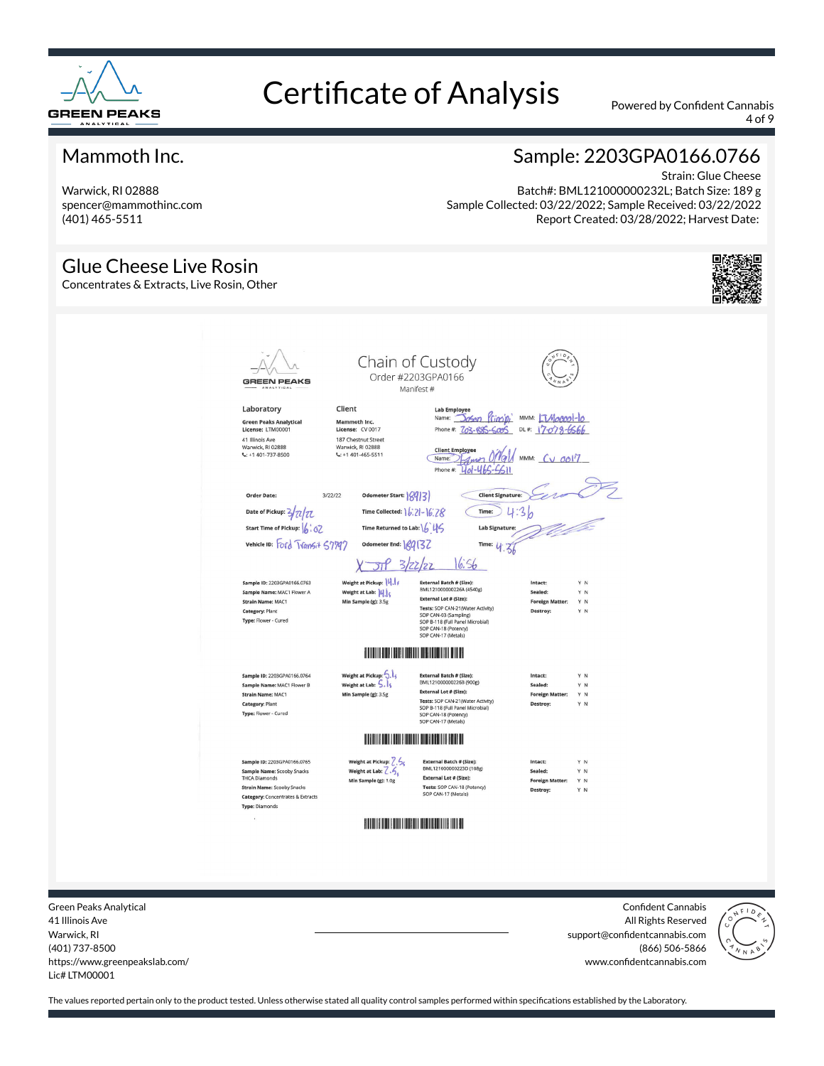# Certificate of Analysis

Powered by Confident Cannabis

## Mammoth Inc.

Warwick, RI 02888
spencer@mammothinc.com
(401) 465-5511

## Sample: 2203GPA0166.0766

Strain: Glue Cheese
Batch#: BML121000000232L; Batch Size: 189 g
Sample Collected: 03/22/2022; Sample Received: 03/22/2022
Report Created: 03/28/2022; Harvest Date:

## Glue Cheese Live Rosin

Concentrates & Extracts, Live Rosin, Other

### Chain of Custody

Order #2203GPA0166
Manifest #

**Laboratory**
Green Peaks Analytical
License: LTM00001
41 Illinois Ave
Warwick, RI 02888
+1 401-737-8500

**Client**
Mammoth Inc.
License: CV 0017
187 Chestnut Street
Warwick, RI 02888
+1 401-465-5511

**Lab Employee**
Name: Jason Primpi MMM: LTM00001-10
Phone #: 703-835-5005 DL #: 17-078-6566

**Client Employee**
Name: [illegible] MMM: CV 0017
Phone #: 401-465-5511

Order Date: 3/22/22
Date of Pickup: 3/22/22
Start Time of Pickup: 16:02
Vehicle ID: Ford Transit 57797

Odometer Start: 189131
Time Collected: 16:21-16:28
Time Returned to Lab: 16:45
Odometer End: 189132

Client Signature: [signature]
Time: 4:36
Lab Signature: [signature]
Time: 4:36

X JTP 3/22/22 16:56

| Sample | Weight | External Batch / Tests | Status |
|---|---|---|---|
| Sample ID: 2203GPA0166.0763<br>Sample Name: MAC1 Flower A<br>Strain Name: MAC1<br>Category: Plant<br>Type: Flower - Cured | Weight at Pickup: 14.1g<br>Weight at Lab: 14.1g<br>Min Sample (g): 3.5g | External Batch # (Size): BML121000000226A (4540g)<br>External Lot # (Size):<br>Tests: SOP CAN-21(Water Activity) SOP CAN-03 (Sampling) SOP B-118 (Full Panel Microbial) SOP CAN-18 (Potency) SOP CAN-17 (Metals) | Intact: Y N<br>Sealed: Y N<br>Foreign Matter: Y N<br>Destroy: Y N |
| Sample ID: 2203GPA0166.0764<br>Sample Name: MAC1 Flower B<br>Strain Name: MAC1<br>Category: Plant<br>Type: Flower - Cured | Weight at Pickup: 5.1g<br>Weight at Lab: 5.1g<br>Min Sample (g): 3.5g | External Batch # (Size): BML121000000226B (900g)<br>External Lot # (Size):<br>Tests: SOP CAN-21(Water Activity) SOP B-118 (Full Panel Microbial) SOP CAN-18 (Potency) SOP CAN-17 (Metals) | Intact: Y N<br>Sealed: Y N<br>Foreign Matter: Y N<br>Destroy: Y N |
| Sample ID: 2203GPA0166.0765<br>Sample Name: Scooby Snacks THCA Diamonds<br>Strain Name: Scooby Snacks<br>Category: Concentrates & Extracts<br>Type: Diamonds | Weight at Pickup: 2.5g<br>Weight at Lab: 2.5g<br>Min Sample (g): 1.0g | External Batch # (Size): BML121000000223D (108g)<br>External Lot # (Size):<br>Tests: SOP CAN-18 (Potency) SOP CAN-17 (Metals) | Intact: Y N<br>Sealed: Y N<br>Foreign Matter: Y N<br>Destroy: Y N |

Green Peaks Analytical
41 Illinois Ave
Warwick, RI
(401) 737-8500
https://www.greenpeakslab.com/
Lic# LTM00001

Confident Cannabis
All Rights Reserved
support@confidentcannabis.com
(866) 506-5866
www.confidentcannabis.com

The values reported pertain only to the product tested. Unless otherwise stated all quality control samples performed within specifications established by the Laboratory.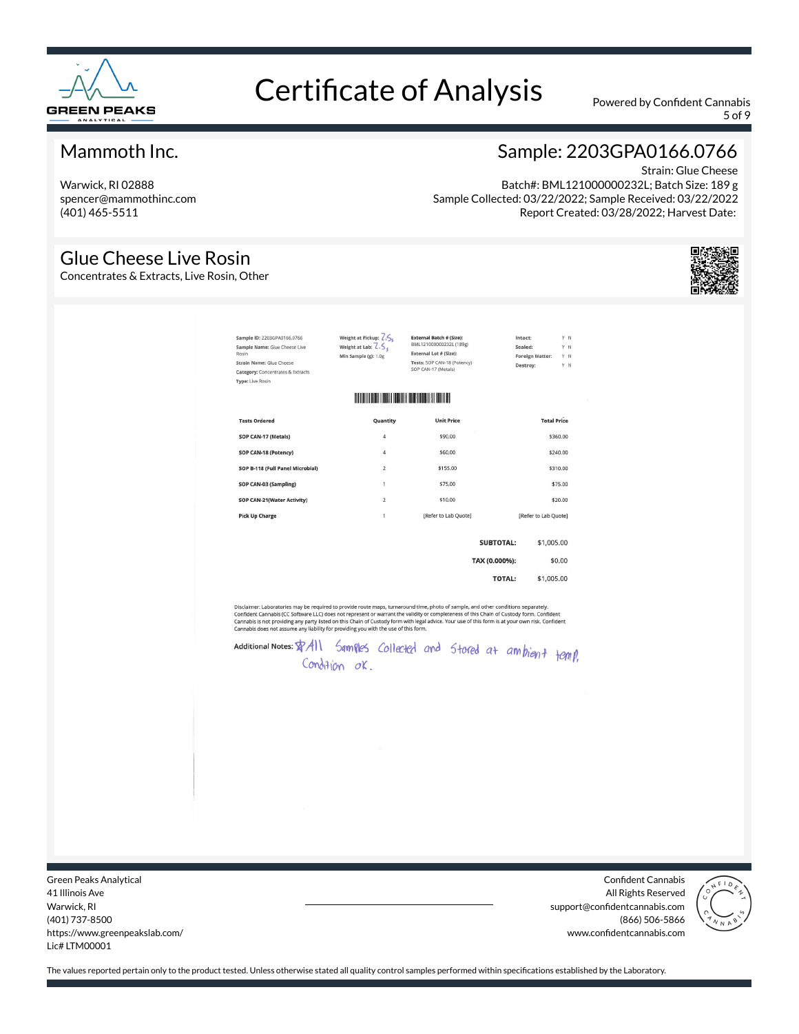# Certificate of Analysis

Powered by Confident Cannabis

## Mammoth Inc.

Warwick, RI 02888
spencer@mammothinc.com
(401) 465-5511

## Sample: 2203GPA0166.0766

Strain: Glue Cheese
Batch#: BML121000000232L; Batch Size: 189 g
Sample Collected: 03/22/2022; Sample Received: 03/22/2022
Report Created: 03/28/2022; Harvest Date:

## Glue Cheese Live Rosin

Concentrates & Extracts, Live Rosin, Other

**Sample ID:** 2203GPA0166.0766
**Sample Name:** Glue Cheese Live Rosin
**Strain Name:** Glue Cheese
**Category:** Concentrates & Extracts
**Type:** Live Rosin

**Weight at Pickup:** 2.5g
**Weight at Lab:** 2.5g
**Min Sample (g):** 1.0g

**External Batch # (Size):** BML121000000232L (189g)
**External Lot # (Size):**
**Tests:** SOP CAN-18 (Potency) SOP CAN-17 (Metals)

**Intact:** Y N
**Sealed:** Y N
**Foreign Matter:** Y N
**Destroy:** Y N

| Tests Ordered | Quantity | Unit Price | Total Price |
|---|---|---|---|
| SOP CAN-17 (Metals) | 4 | $90.00 | $360.00 |
| SOP CAN-18 (Potency) | 4 | $60.00 | $240.00 |
| SOP B-118 (Full Panel Microbial) | 2 | $155.00 | $310.00 |
| SOP CAN-03 (Sampling) | 1 | $75.00 | $75.00 |
| SOP CAN-21(Water Activity) | 2 | $10.00 | $20.00 |
| Pick Up Charge | 1 | [Refer to Lab Quote] | [Refer to Lab Quote] |

| | |
|---|---|
| **SUBTOTAL:** | $1,005.00 |
| **TAX (0.000%):** | $0.00 |
| **TOTAL:** | $1,005.00 |

Disclaimer: Laboratories may be required to provide route maps, turnaround time, photo of sample, and other conditions separately. Confident Cannabis (CC Software LLC) does not represent or warrant the validity or completeness of this Chain of Custody form. Confident Cannabis is not providing any party listed on this Chain of Custody form with legal advice. Your use of this form is at your own risk. Confident Cannabis does not assume any liability for providing you with the use of this form.

**Additional Notes:** All Samples Collected and Stored at ambient temp. Condition ok.

Green Peaks Analytical
41 Illinois Ave
Warwick, RI
(401) 737-8500
https://www.greenpeakslab.com/
Lic# LTM00001

Confident Cannabis
All Rights Reserved
support@confidentcannabis.com
(866) 506-5866
www.confidentcannabis.com

The values reported pertain only to the product tested. Unless otherwise stated all quality control samples performed within specifications established by the Laboratory.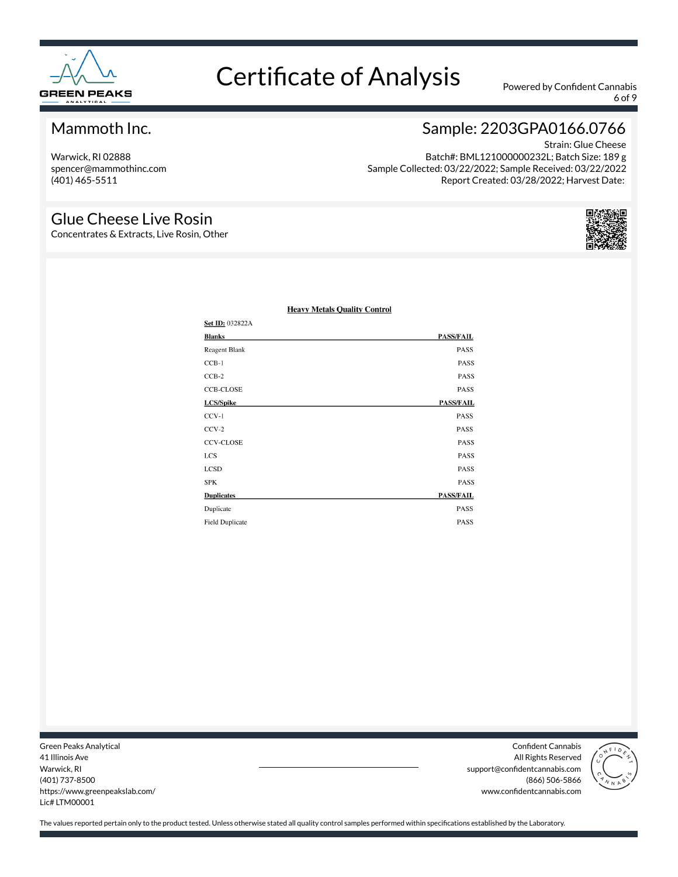# Certificate of Analysis

Powered by Confident Cannabis

## Mammoth Inc.

Warwick, RI 02888
spencer@mammothinc.com
(401) 465-5511

## Sample: 2203GPA0166.0766

Strain: Glue Cheese
Batch#: BML121000000232L; Batch Size: 189 g
Sample Collected: 03/22/2022; Sample Received: 03/22/2022
Report Created: 03/28/2022; Harvest Date:

## Glue Cheese Live Rosin

Concentrates & Extracts, Live Rosin, Other

### Heavy Metals Quality Control

**Set ID:** 032822A

| **Blanks** | **PASS/FAIL** |
|---|---|
| Reagent Blank | PASS |
| CCB-1 | PASS |
| CCB-2 | PASS |
| CCB-CLOSE | PASS |
| **LCS/Spike** | **PASS/FAIL** |
| CCV-1 | PASS |
| CCV-2 | PASS |
| CCV-CLOSE | PASS |
| LCS | PASS |
| LCSD | PASS |
| SPK | PASS |
| **Duplicates** | **PASS/FAIL** |
| Duplicate | PASS |
| Field Duplicate | PASS |

Green Peaks Analytical
41 Illinois Ave
Warwick, RI
(401) 737-8500
https://www.greenpeakslab.com/
Lic# LTM00001

Confident Cannabis
All Rights Reserved
support@confidentcannabis.com
(866) 506-5866
www.confidentcannabis.com

The values reported pertain only to the product tested. Unless otherwise stated all quality control samples performed within specifications established by the Laboratory.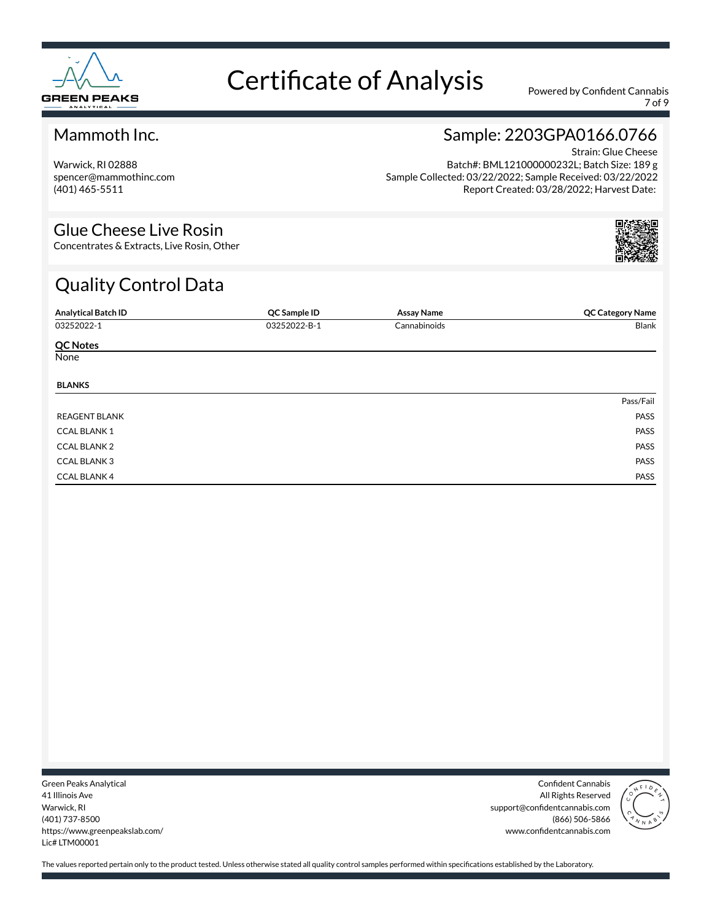# Certificate of Analysis

Powered by Confident Cannabis

## Mammoth Inc.

Warwick, RI 02888
spencer@mammothinc.com
(401) 465-5511

## Sample: 2203GPA0166.0766

Strain: Glue Cheese
Batch#: BML121000000232L; Batch Size: 189 g
Sample Collected: 03/22/2022; Sample Received: 03/22/2022
Report Created: 03/28/2022; Harvest Date:

## Glue Cheese Live Rosin

Concentrates & Extracts, Live Rosin, Other

## Quality Control Data

| Analytical Batch ID | QC Sample ID | Assay Name | QC Category Name |
|---|---|---|---|
| 03252022-1 | 03252022-B-1 | Cannabinoids | Blank |

**QC Notes**

None

**BLANKS**

| | Pass/Fail |
|---|---|
| REAGENT BLANK | PASS |
| CCAL BLANK 1 | PASS |
| CCAL BLANK 2 | PASS |
| CCAL BLANK 3 | PASS |
| CCAL BLANK 4 | PASS |

Green Peaks Analytical
41 Illinois Ave
Warwick, RI
(401) 737-8500
https://www.greenpeakslab.com/
Lic# LTM00001

Confident Cannabis
All Rights Reserved
support@confidentcannabis.com
(866) 506-5866
www.confidentcannabis.com

The values reported pertain only to the product tested. Unless otherwise stated all quality control samples performed within specifications established by the Laboratory.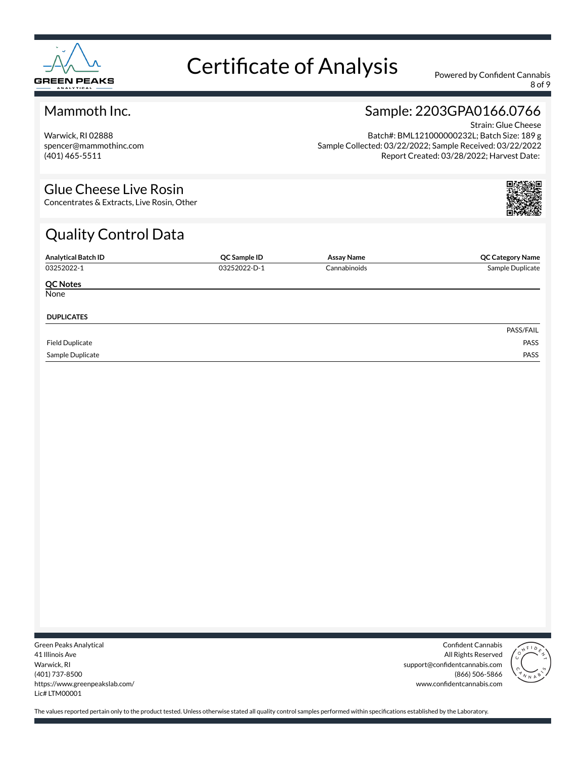# Certificate of Analysis

Powered by Confident Cannabis

## Mammoth Inc.

Warwick, RI 02888
spencer@mammothinc.com
(401) 465-5511

## Sample: 2203GPA0166.0766

Strain: Glue Cheese
Batch#: BML121000000232L; Batch Size: 189 g
Sample Collected: 03/22/2022; Sample Received: 03/22/2022
Report Created: 03/28/2022; Harvest Date:

## Glue Cheese Live Rosin

Concentrates & Extracts, Live Rosin, Other

## Quality Control Data

| Analytical Batch ID | QC Sample ID | Assay Name | QC Category Name |
|---|---|---|---|
| 03252022-1 | 03252022-D-1 | Cannabinoids | Sample Duplicate |

**QC Notes**

None

**DUPLICATES**

| | PASS/FAIL |
|---|---|
| Field Duplicate | PASS |
| Sample Duplicate | PASS |

Green Peaks Analytical
41 Illinois Ave
Warwick, RI
(401) 737-8500
https://www.greenpeakslab.com/
Lic# LTM00001

Confident Cannabis
All Rights Reserved
support@confidentcannabis.com
(866) 506-5866
www.confidentcannabis.com

The values reported pertain only to the product tested. Unless otherwise stated all quality control samples performed within specifications established by the Laboratory.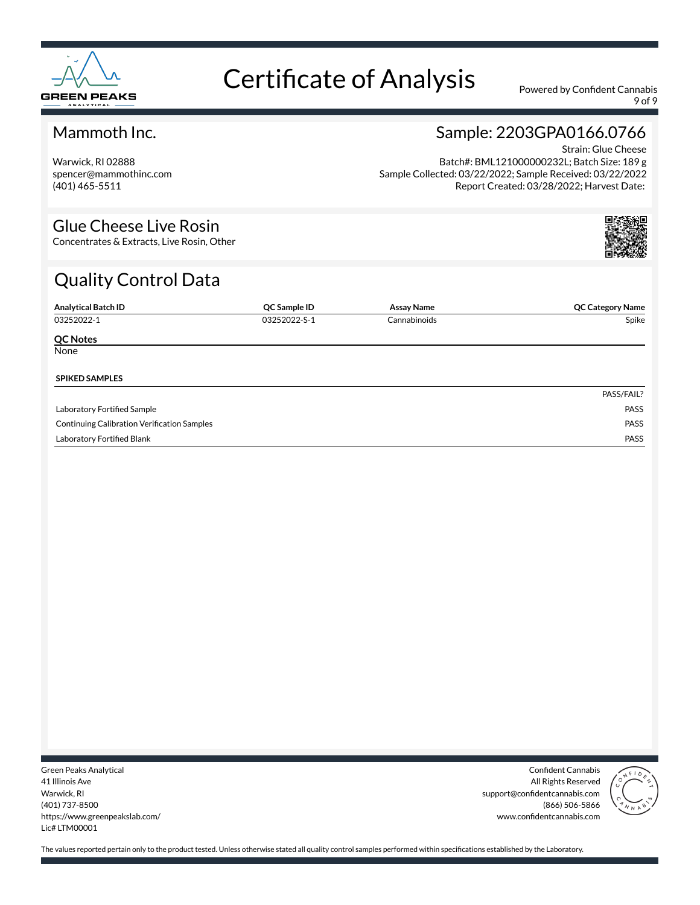# Certificate of Analysis

Powered by Confident Cannabis

## Mammoth Inc.

Warwick, RI 02888
spencer@mammothinc.com
(401) 465-5511

## Sample: 2203GPA0166.0766

Strain: Glue Cheese
Batch#: BML121000000232L; Batch Size: 189 g
Sample Collected: 03/22/2022; Sample Received: 03/22/2022
Report Created: 03/28/2022; Harvest Date:

## Glue Cheese Live Rosin

Concentrates & Extracts, Live Rosin, Other

## Quality Control Data

| Analytical Batch ID | QC Sample ID | Assay Name | QC Category Name |
|---|---|---|---|
| 03252022-1 | 03252022-S-1 | Cannabinoids | Spike |

**QC Notes**

None

**SPIKED SAMPLES**

| | PASS/FAIL? |
|---|---|
| Laboratory Fortified Sample | PASS |
| Continuing Calibration Verification Samples | PASS |
| Laboratory Fortified Blank | PASS |

Green Peaks Analytical
41 Illinois Ave
Warwick, RI
(401) 737-8500
https://www.greenpeakslab.com/
Lic# LTM00001

Confident Cannabis
All Rights Reserved
support@confidentcannabis.com
(866) 506-5866
www.confidentcannabis.com

The values reported pertain only to the product tested. Unless otherwise stated all quality control samples performed within specifications established by the Laboratory.